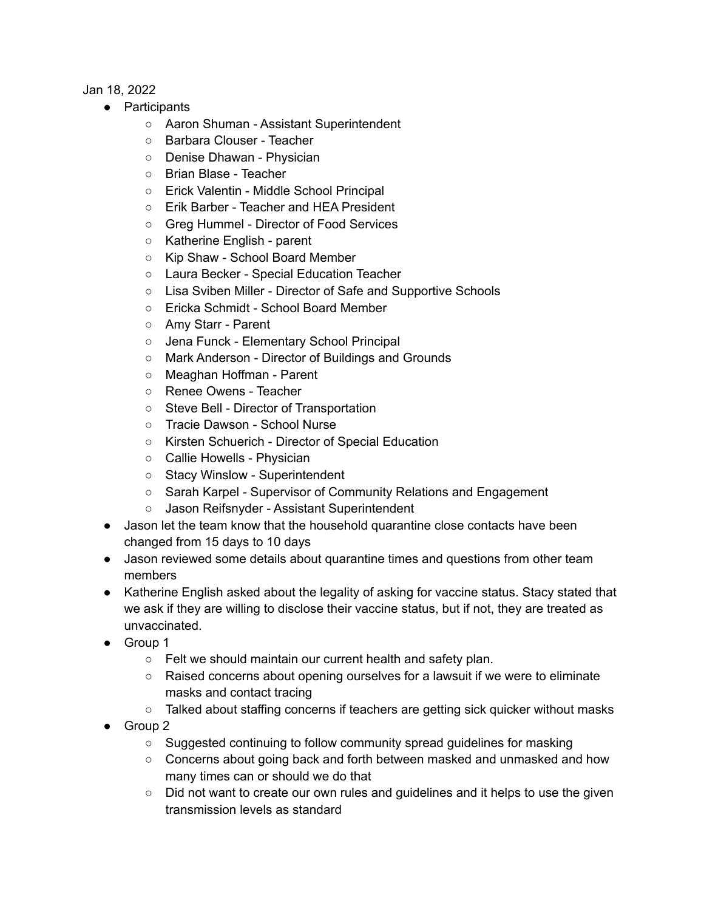Jan 18, 2022

- Participants
  - Aaron Shuman - Assistant Superintendent
  - Barbara Clouser - Teacher
  - Denise Dhawan - Physician
  - Brian Blase - Teacher
  - Erick Valentin - Middle School Principal
  - Erik Barber - Teacher and HEA President
  - Greg Hummel - Director of Food Services
  - Katherine English - parent
  - Kip Shaw - School Board Member
  - Laura Becker - Special Education Teacher
  - Lisa Sviben Miller - Director of Safe and Supportive Schools
  - Ericka Schmidt - School Board Member
  - Amy Starr - Parent
  - Jena Funck - Elementary School Principal
  - Mark Anderson - Director of Buildings and Grounds
  - Meaghan Hoffman - Parent
  - Renee Owens - Teacher
  - Steve Bell - Director of Transportation
  - Tracie Dawson - School Nurse
  - Kirsten Schuerich - Director of Special Education
  - Callie Howells - Physician
  - Stacy Winslow - Superintendent
  - Sarah Karpel - Supervisor of Community Relations and Engagement
  - Jason Reifsnyder - Assistant Superintendent
- Jason let the team know that the household quarantine close contacts have been changed from 15 days to 10 days
- Jason reviewed some details about quarantine times and questions from other team members
- Katherine English asked about the legality of asking for vaccine status. Stacy stated that we ask if they are willing to disclose their vaccine status, but if not, they are treated as unvaccinated.
- Group 1
  - Felt we should maintain our current health and safety plan.
  - Raised concerns about opening ourselves for a lawsuit if we were to eliminate masks and contact tracing
  - Talked about staffing concerns if teachers are getting sick quicker without masks
- Group 2
  - Suggested continuing to follow community spread guidelines for masking
  - Concerns about going back and forth between masked and unmasked and how many times can or should we do that
  - Did not want to create our own rules and guidelines and it helps to use the given transmission levels as standard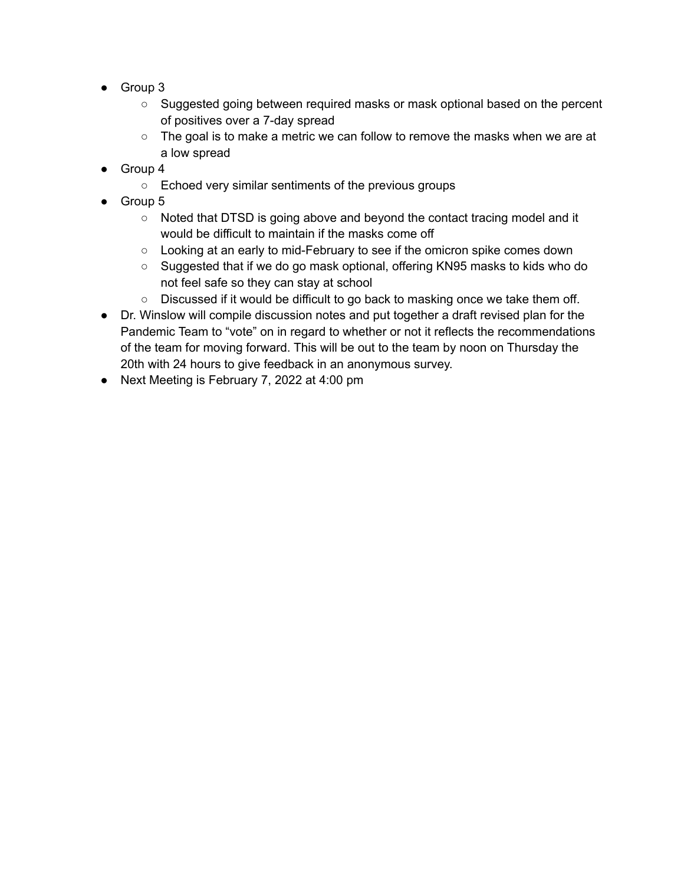- Group 3
  - Suggested going between required masks or mask optional based on the percent of positives over a 7-day spread
  - The goal is to make a metric we can follow to remove the masks when we are at a low spread
- Group 4
  - Echoed very similar sentiments of the previous groups
- Group 5
  - Noted that DTSD is going above and beyond the contact tracing model and it would be difficult to maintain if the masks come off
  - Looking at an early to mid-February to see if the omicron spike comes down
  - Suggested that if we do go mask optional, offering KN95 masks to kids who do not feel safe so they can stay at school
  - Discussed if it would be difficult to go back to masking once we take them off.
- Dr. Winslow will compile discussion notes and put together a draft revised plan for the Pandemic Team to "vote" on in regard to whether or not it reflects the recommendations of the team for moving forward. This will be out to the team by noon on Thursday the 20th with 24 hours to give feedback in an anonymous survey.
- Next Meeting is February 7, 2022 at 4:00 pm